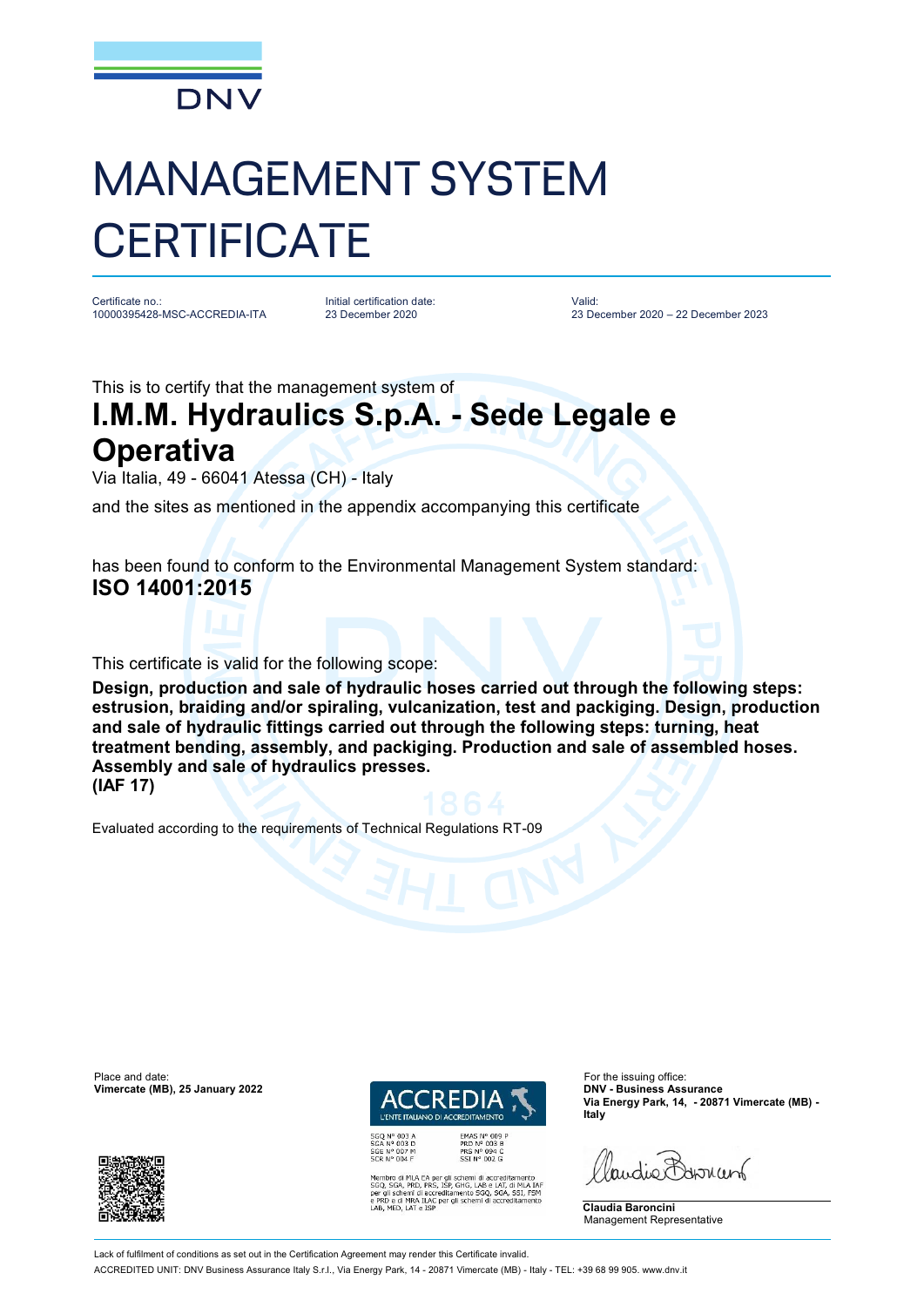DNV

# MANAGEMENT SYSTEM CERTIFICATE

| Certificate no.: | Initial certification date: | Valid: |
|---|---|---|
| 10000395428-MSC-ACCREDIA-ITA | 23 December 2020 | 23 December 2020 – 22 December 2023 |

This is to certify that the management system of

## I.M.M. Hydraulics S.p.A. - Sede Legale e Operativa

Via Italia, 49 - 66041 Atessa (CH) - Italy

and the sites as mentioned in the appendix accompanying this certificate

has been found to conform to the Environmental Management System standard:

**ISO 14001:2015**

This certificate is valid for the following scope:

**Design, production and sale of hydraulic hoses carried out through the following steps: estrusion, braiding and/or spiraling, vulcanization, test and packiging. Design, production and sale of hydraulic fittings carried out through the following steps: turning, heat treatment bending, assembly, and packiging. Production and sale of assembled hoses. Assembly and sale of hydraulics presses.**
**(IAF 17)**

Evaluated according to the requirements of Technical Regulations RT-09

Place and date:
**Vimercate (MB), 25 January 2022**

ACCREDIA
L'ENTE ITALIANO DI ACCREDITAMENTO

SGQ N° 003 A
SGA N° 003 D
SGE N° 007 M
SCR N° 004 F

EMAS N° 009 P
PRD N° 003 B
PRS N° 094 C
SSI N° 002 G

Membro di MLA EA per gli schemi di accreditamento SGQ, SGA, PRD, PRS, ISP, GHG, LAB e LAT, di MLA IAF per gli schemi di accreditamento SGQ, SGA, SSI, FSM e PRD e di MRA ILAC per gli schemi di accreditamento LAB, MED, LAT e ISP

For the issuing office:
**DNV - Business Assurance**
**Via Energy Park, 14, - 20871 Vimercate (MB) - Italy**

**Claudia Baroncini**
Management Representative

Lack of fulfilment of conditions as set out in the Certification Agreement may render this Certificate invalid.

ACCREDITED UNIT: DNV Business Assurance Italy S.r.l., Via Energy Park, 14 - 20871 Vimercate (MB) - Italy - TEL: +39 68 99 905. www.dnv.it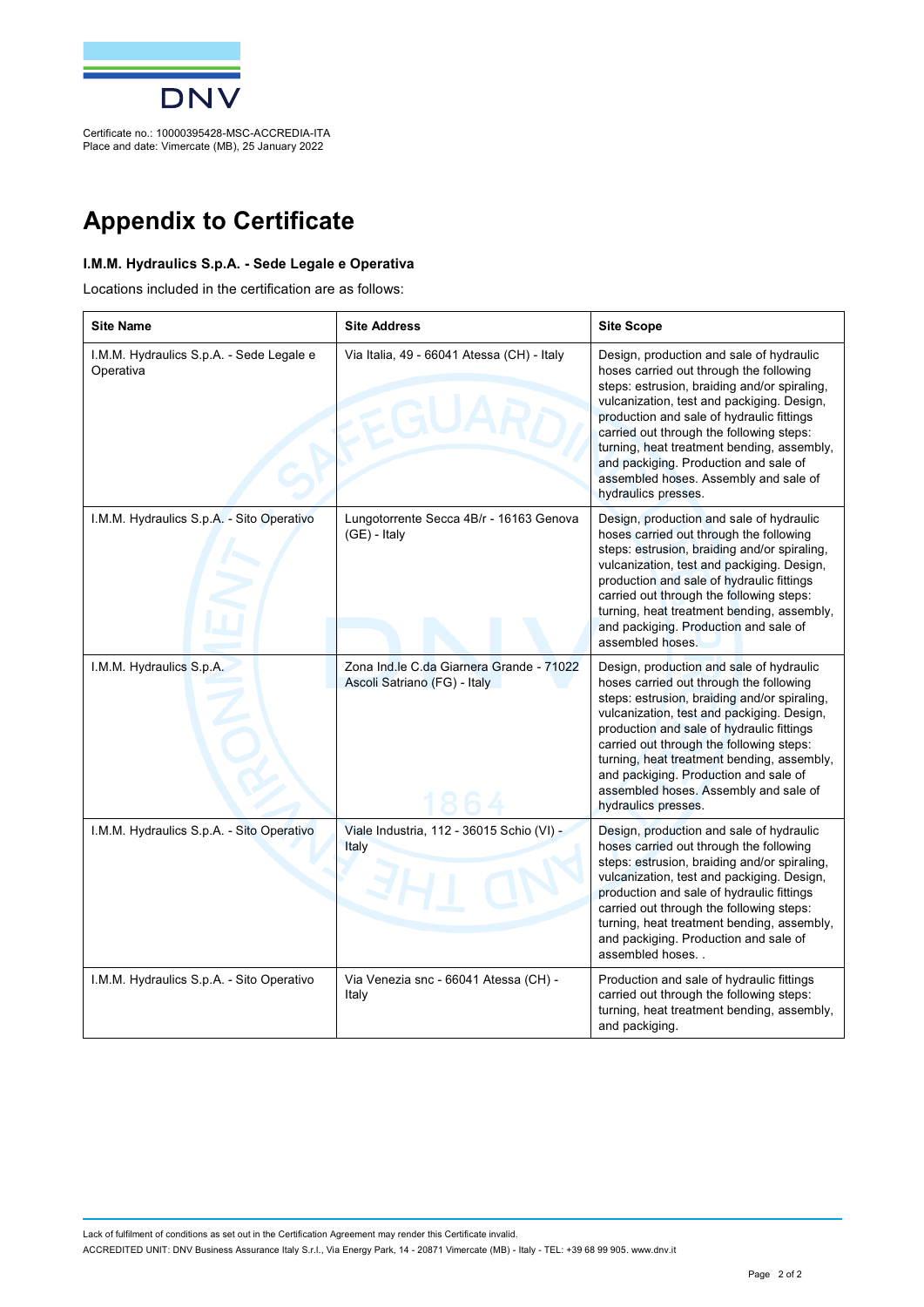Certificate no.: 10000395428-MSC-ACCREDIA-ITA
Place and date: Vimercate (MB), 25 January 2022

# Appendix to Certificate

**I.M.M. Hydraulics S.p.A. - Sede Legale e Operativa**

Locations included in the certification are as follows:

| Site Name | Site Address | Site Scope |
|---|---|---|
| I.M.M. Hydraulics S.p.A. - Sede Legale e Operativa | Via Italia, 49 - 66041 Atessa (CH) - Italy | Design, production and sale of hydraulic hoses carried out through the following steps: estrusion, braiding and/or spiraling, vulcanization, test and packaging. Design, production and sale of hydraulic fittings carried out through the following steps: turning, heat treatment bending, assembly, and packaging. Production and sale of assembled hoses. Assembly and sale of hydraulics presses. |
| I.M.M. Hydraulics S.p.A. - Sito Operativo | Lungotorrente Secca 4B/r - 16163 Genova (GE) - Italy | Design, production and sale of hydraulic hoses carried out through the following steps: estrusion, braiding and/or spiraling, vulcanization, test and packaging. Design, production and sale of hydraulic fittings carried out through the following steps: turning, heat treatment bending, assembly, and packaging. Production and sale of assembled hoses. |
| I.M.M. Hydraulics S.p.A. | Zona Ind.le C.da Giarnera Grande - 71022 Ascoli Satriano (FG) - Italy | Design, production and sale of hydraulic hoses carried out through the following steps: estrusion, braiding and/or spiraling, vulcanization, test and packaging. Design, production and sale of hydraulic fittings carried out through the following steps: turning, heat treatment bending, assembly, and packaging. Production and sale of assembled hoses. Assembly and sale of hydraulics presses. |
| I.M.M. Hydraulics S.p.A. - Sito Operativo | Viale Industria, 112 - 36015 Schio (VI) - Italy | Design, production and sale of hydraulic hoses carried out through the following steps: estrusion, braiding and/or spiraling, vulcanization, test and packaging. Design, production and sale of hydraulic fittings carried out through the following steps: turning, heat treatment bending, assembly, and packaging. Production and sale of assembled hoses. . |
| I.M.M. Hydraulics S.p.A. - Sito Operativo | Via Venezia snc - 66041 Atessa (CH) - Italy | Production and sale of hydraulic fittings carried out through the following steps: turning, heat treatment bending, assembly, and packaging. |

Lack of fulfilment of conditions as set out in the Certification Agreement may render this Certificate invalid.

ACCREDITED UNIT: DNV Business Assurance Italy S.r.l., Via Energy Park, 14 - 20871 Vimercate (MB) - Italy - TEL: +39 68 99 905. www.dnv.it